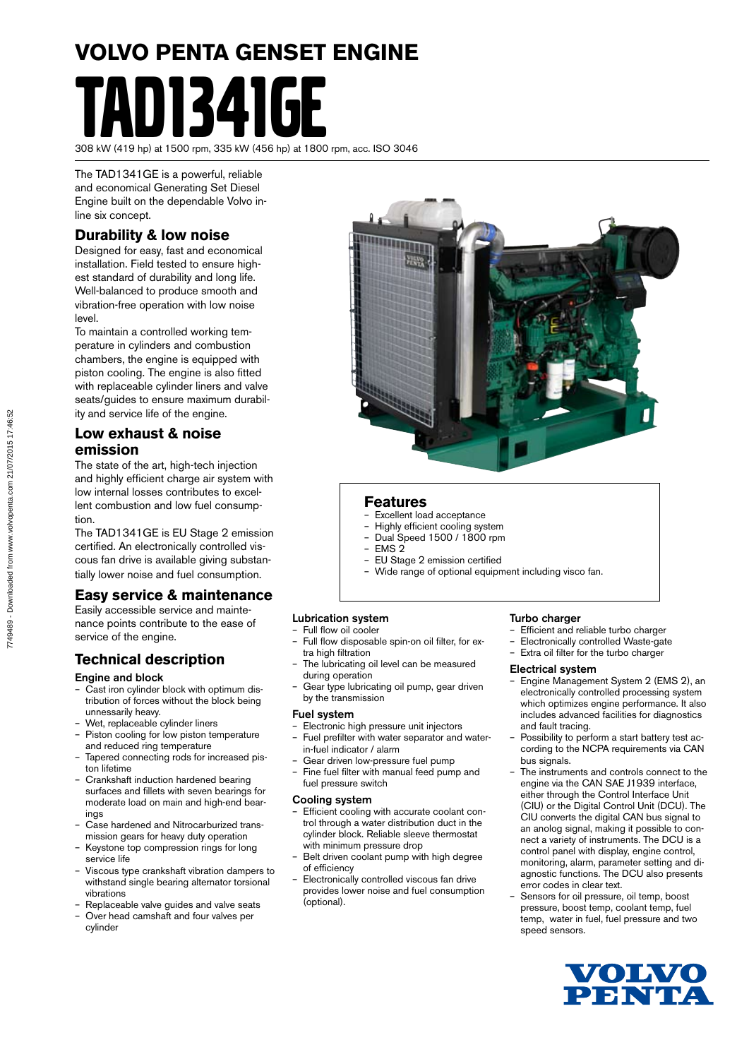# VOLVO PENTA GENSET ENGINE

# TAD1341GE

308 kW (419 hp) at 1500 rpm, 335 kW (456 hp) at 1800 rpm, acc. ISO 3046

The TAD1341GE is a powerful, reliable and economical Generating Set Diesel Engine built on the dependable Volvo in-line six concept.

## Durability & low noise

Designed for easy, fast and economical installation. Field tested to ensure highest standard of durability and long life. Well-balanced to produce smooth and vibration-free operation with low noise level.

To maintain a controlled working temperature in cylinders and combustion chambers, the engine is equipped with piston cooling. The engine is also fitted with replaceable cylinder liners and valve seats/guides to ensure maximum durability and service life of the engine.

## Low exhaust & noise emission

The state of the art, high-tech injection and highly efficient charge air system with low internal losses contributes to excellent combustion and low fuel consumption.

The TAD1341GE is EU Stage 2 emission certified. An electronically controlled viscous fan drive is available giving substantially lower noise and fuel consumption.

## Easy service & maintenance

Easily accessible service and maintenance points contribute to the ease of service of the engine.

## Features

- Excellent load acceptance
- Highly efficient cooling system
- Dual Speed 1500 / 1800 rpm
- EMS 2
- EU Stage 2 emission certified
- Wide range of optional equipment including visco fan.

## Technical description

### Engine and block

- Cast iron cylinder block with optimum distribution of forces without the block being unnessarily heavy.
- Wet, replaceable cylinder liners
- Piston cooling for low piston temperature and reduced ring temperature
- Tapered connecting rods for increased piston lifetime
- Crankshaft induction hardened bearing surfaces and fillets with seven bearings for moderate load on main and high-end bearings
- Case hardened and Nitrocarburized transmission gears for heavy duty operation
- Keystone top compression rings for long service life
- Viscous type crankshaft vibration dampers to withstand single bearing alternator torsional vibrations
- Replaceable valve guides and valve seats
- Over head camshaft and four valves per cylinder

### Lubrication system

- Full flow oil cooler
- Full flow disposable spin-on oil filter, for extra high filtration
- The lubricating oil level can be measured during operation
- Gear type lubricating oil pump, gear driven by the transmission

### Fuel system

- Electronic high pressure unit injectors
- Fuel prefilter with water separator and water-in-fuel indicator / alarm
- Gear driven low-pressure fuel pump
- Fine fuel filter with manual feed pump and fuel pressure switch

### Cooling system

- Efficient cooling with accurate coolant control through a water distribution duct in the cylinder block. Reliable sleeve thermostat with minimum pressure drop
- Belt driven coolant pump with high degree of efficiency
- Electronically controlled viscous fan drive provides lower noise and fuel consumption (optional).

### Turbo charger

- Efficient and reliable turbo charger
- Electronically controlled Waste-gate
- Extra oil filter for the turbo charger

### Electrical system

- Engine Management System 2 (EMS 2), an electronically controlled processing system which optimizes engine performance. It also includes advanced facilities for diagnostics and fault tracing.
- Possibility to perform a start battery test according to the NCPA requirements via CAN bus signals.
- The instruments and controls connect to the engine via the CAN SAE J1939 interface, either through the Control Interface Unit (CIU) or the Digital Control Unit (DCU). The CIU converts the digital CAN bus signal to an anolog signal, making it possible to connect a variety of instruments. The DCU is a control panel with display, engine control, monitoring, alarm, parameter setting and diagnostic functions. The DCU also presents error codes in clear text.
- Sensors for oil pressure, oil temp, boost pressure, boost temp, coolant temp, fuel temp, water in fuel, fuel pressure and two speed sensors.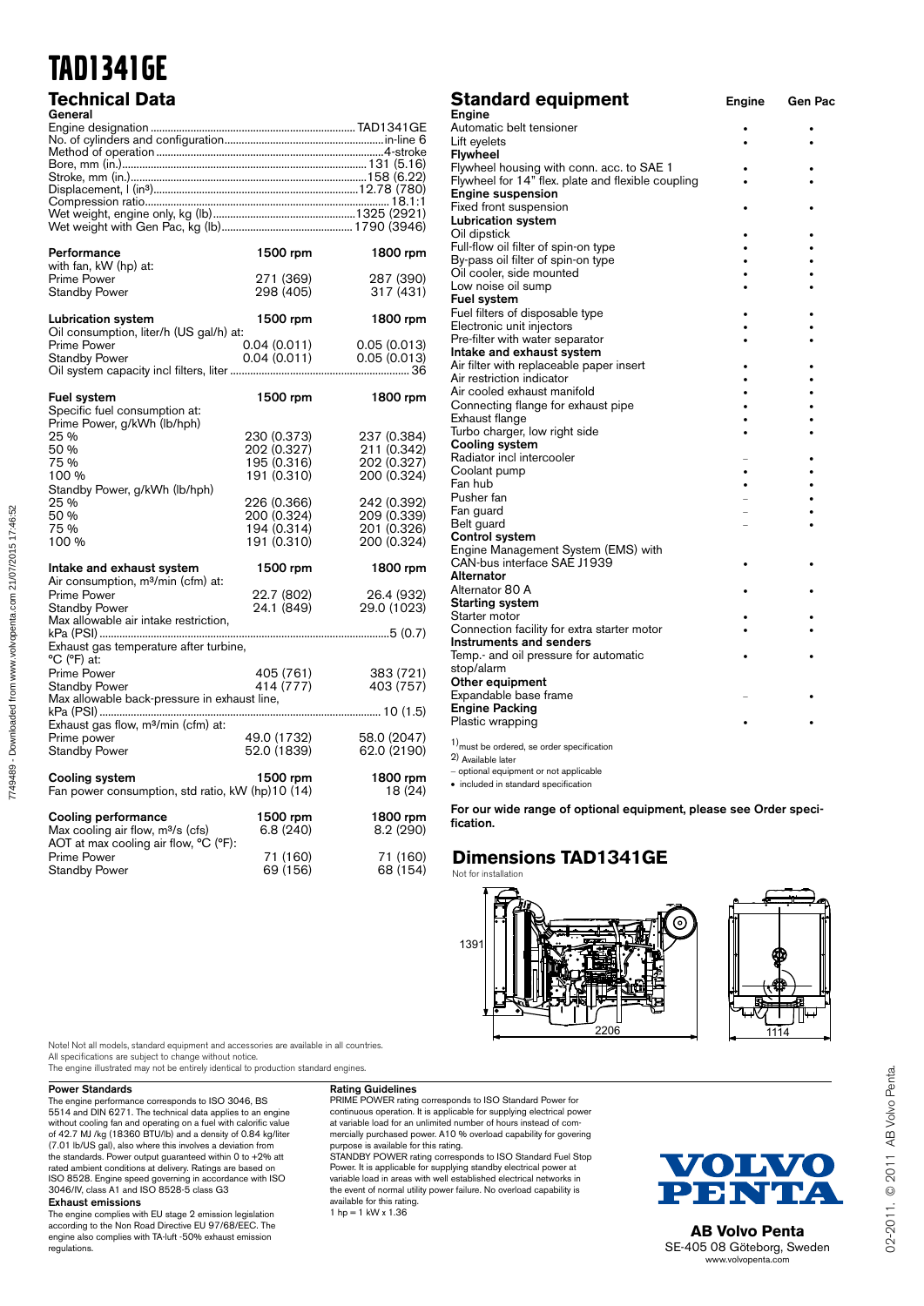# TAD1341GE

## Technical Data

### General

| | |
|---|---|
| Engine designation | TAD1341GE |
| No. of cylinders and configuration | in-line 6 |
| Method of operation | 4-stroke |
| Bore, mm (in.) | 131 (5.16) |
| Stroke, mm (in.) | 158 (6.22) |
| Displacement, l (in³) | 12.78 (780) |
| Compression ratio | 18.1:1 |
| Wet weight, engine only, kg (lb) | 1325 (2921) |
| Wet weight with Gen Pac, kg (lb) | 1790 (3946) |

| **Performance** | **1500 rpm** | **1800 rpm** |
|---|---|---|
| with fan, kW (hp) at: | | |
| Prime Power | 271 (369) | 287 (390) |
| Standby Power | 298 (405) | 317 (431) |

| **Lubrication system** | **1500 rpm** | **1800 rpm** |
|---|---|---|
| Oil consumption, liter/h (US gal/h) at: | | |
| Prime Power | 0.04 (0.011) | 0.05 (0.013) |
| Standby Power | 0.04 (0.011) | 0.05 (0.013) |
| Oil system capacity incl filters, liter | | 36 |

| **Fuel system** | **1500 rpm** | **1800 rpm** |
|---|---|---|
| Specific fuel consumption at: | | |
| Prime Power, g/kWh (lb/hph) | | |
| 25 % | 230 (0.373) | 237 (0.384) |
| 50 % | 202 (0.327) | 211 (0.342) |
| 75 % | 195 (0.316) | 202 (0.327) |
| 100 % | 191 (0.310) | 200 (0.324) |
| Standby Power, g/kWh (lb/hph) | | |
| 25 % | 226 (0.366) | 242 (0.392) |
| 50 % | 200 (0.324) | 209 (0.339) |
| 75 % | 194 (0.314) | 201 (0.326) |
| 100 % | 191 (0.310) | 200 (0.324) |

| **Intake and exhaust system** | **1500 rpm** | **1800 rpm** |
|---|---|---|
| Air consumption, m³/min (cfm) at: | | |
| Prime Power | 22.7 (802) | 26.4 (932) |
| Standby Power | 24.1 (849) | 29.0 (1023) |
| Max allowable air intake restriction, kPa (PSI) | | 5 (0.7) |
| Exhaust gas temperature after turbine, °C (°F) at: | | |
| Prime Power | 405 (761) | 383 (721) |
| Standby Power | 414 (777) | 403 (757) |
| Max allowable back-pressure in exhaust line, kPa (PSI) | | 10 (1.5) |
| Exhaust gas flow, m³/min (cfm) at: | | |
| Prime power | 49.0 (1732) | 58.0 (2047) |
| Standby Power | 52.0 (1839) | 62.0 (2190) |

| **Cooling system** | **1500 rpm** | **1800 rpm** |
|---|---|---|
| Fan power consumption, std ratio, kW (hp) | 10 (14) | 18 (24) |

| **Cooling performance** | **1500 rpm** | **1800 rpm** |
|---|---|---|
| Max cooling air flow, m³/s (cfs) | 6.8 (240) | 8.2 (290) |
| AOT at max cooling air flow, °C (°F): | | |
| Prime Power | 71 (160) | 71 (160) |
| Standby Power | 69 (156) | 68 (154) |

## Standard equipment

| | Engine | Gen Pac |
|---|---|---|
| **Engine** | | |
| Automatic belt tensioner | • | • |
| Lift eyelets | • | • |
| **Flywheel** | | |
| Flywheel housing with conn. acc. to SAE 1 | • | • |
| Flywheel for 14" flex. plate and flexible coupling | • | • |
| **Engine suspension** | | |
| Fixed front suspension | • | • |
| **Lubrication system** | | |
| Oil dipstick | • | • |
| Full-flow oil filter of spin-on type | • | • |
| By-pass oil filter of spin-on type | • | • |
| Oil cooler, side mounted | • | • |
| Low noise oil sump | • | • |
| **Fuel system** | | |
| Fuel filters of disposable type | • | • |
| Electronic unit injectors | • | • |
| Pre-filter with water separator | • | • |
| **Intake and exhaust system** | | |
| Air filter with replaceable paper insert | • | • |
| Air restriction indicator | • | • |
| Air cooled exhaust manifold | • | • |
| Connecting flange for exhaust pipe | • | • |
| Exhaust flange | • | • |
| Turbo charger, low right side | • | • |
| **Cooling system** | | |
| Radiator incl intercooler | – | • |
| Coolant pump | • | • |
| Fan hub | • | • |
| Pusher fan | – | • |
| Fan guard | – | • |
| Belt guard | – | • |
| **Control system** | | |
| Engine Management System (EMS) with CAN-bus interface SAE J1939 | • | • |
| **Alternator** | | |
| Alternator 80 A | • | • |
| **Starting system** | | |
| Starter motor | • | • |
| Connection facility for extra starter motor | • | • |
| **Instruments and senders** | | |
| Temp.- and oil pressure for automatic stop/alarm | • | • |
| **Other equipment** | | |
| Expandable base frame | – | • |
| **Engine Packing** | | |
| Plastic wrapping | • | • |

[1] must be ordered, se order specification
[2] Available later
– optional equipment or not applicable
• included in standard specification

**For our wide range of optional equipment, please see Order specification.**

## Dimensions TAD1341GE

Not for installation

1391

2206

1114

Note! Not all models, standard equipment and accessories are available in all countries.
All specifications are subject to change without notice.
The engine illustrated may not be entirely identical to production standard engines.

### Power Standards

The engine performance corresponds to ISO 3046, BS 5514 and DIN 6271. The technical data applies to an engine without cooling fan and operating on a fuel with calorific value of 42.7 MJ /kg (18360 BTU/lb) and a density of 0.84 kg/liter (7.01 lb/US gal), also where this involves a deviation from the standards. Power output guaranteed within 0 to +2% att rated ambient conditions at delivery. Ratings are based on ISO 8528. Engine speed governing in accordance with ISO 3046/IV, class A1 and ISO 8528-5 class G3

### Exhaust emissions

The engine complies with EU stage 2 emission legislation according to the Non Road Directive EU 97/68/EEC. The engine also complies with TA-luft -50% engine emission regulations.

### Rating Guidelines

PRIME POWER rating corresponds to ISO Standard Power for continuous operation. It is applicable for supplying electrical power at variable load for an unlimited number of hours instead of commercially purchased power. A10 % overload capability for govering purpose is available for this rating.
STANDBY POWER rating corresponds to ISO Standard Fuel Stop Power. It is applicable for supplying standby electrical power at variable load in areas with well established electrical networks in the event of normal utility power failure. No overload capability is available for this rating.
1 hp = 1 kW x 1.36

**AB Volvo Penta**
SE-405 08 Göteborg, Sweden
www.volvopenta.com

7749489 - Downloaded from www.volvopenta.com 21/07/2015 17:46:52

02-2011. © 2011 AB Volvo Penta.